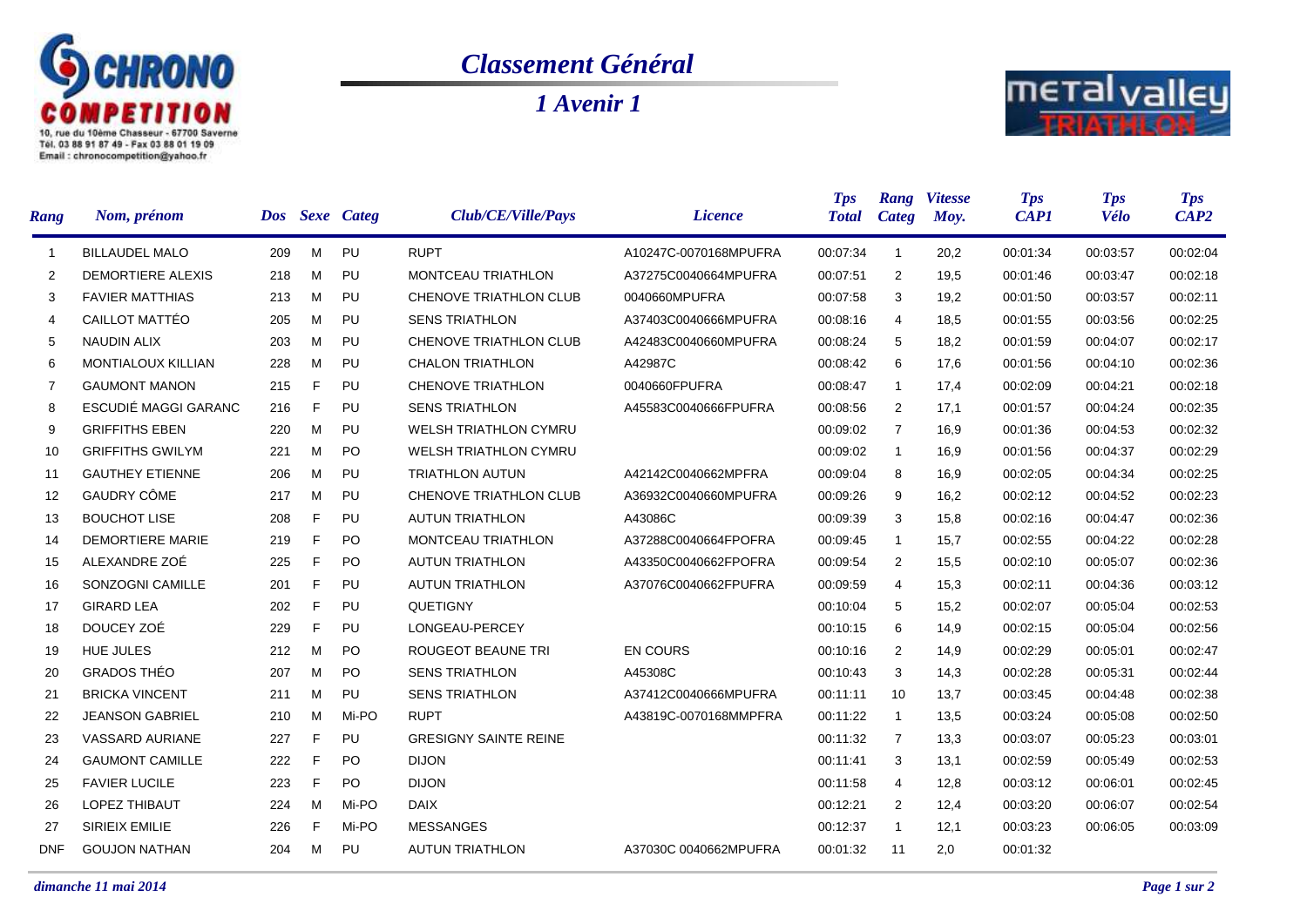# Classement Général

## 1 Avenir 1

CHRONO COMPETITION
10, rue du 10ème Chasseur - 67700 Saverne
Tél. 03 88 91 87 49 - Fax 03 88 01 19 09
Email : chronocompetition@yahoo.fr

| Rang | Nom, prénom | Dos | Sexe | Categ | Club/CE/Ville/Pays | Licence | Tps Total | Rang Categ | Vitesse Moy. | Tps CAP1 | Tps Vélo | Tps CAP2 |
|---|---|---|---|---|---|---|---|---|---|---|---|---|
| 1 | BILLAUDEL MALO | 209 | M | PU | RUPT | A10247C-0070168MPUFRA | 00:07:34 | 1 | 20,2 | 00:01:34 | 00:03:57 | 00:02:04 |
| 2 | DEMORTIERE ALEXIS | 218 | M | PU | MONTCEAU TRIATHLON | A37275C0040664MPUFRA | 00:07:51 | 2 | 19,5 | 00:01:46 | 00:03:47 | 00:02:18 |
| 3 | FAVIER MATTHIAS | 213 | M | PU | CHENOVE TRIATHLON CLUB | 0040660MPUFRA | 00:07:58 | 3 | 19,2 | 00:01:50 | 00:03:57 | 00:02:11 |
| 4 | CAILLOT MATTÉO | 205 | M | PU | SENS TRIATHLON | A37403C0040666MPUFRA | 00:08:16 | 4 | 18,5 | 00:01:55 | 00:03:56 | 00:02:25 |
| 5 | NAUDIN ALIX | 203 | M | PU | CHENOVE TRIATHLON CLUB | A42483C0040660MPUFRA | 00:08:24 | 5 | 18,2 | 00:01:59 | 00:04:07 | 00:02:17 |
| 6 | MONTIALOUX KILLIAN | 228 | M | PU | CHALON TRIATHLON | A42987C | 00:08:42 | 6 | 17,6 | 00:01:56 | 00:04:10 | 00:02:36 |
| 7 | GAUMONT MANON | 215 | F | PU | CHENOVE TRIATHLON | 0040660FPUFRA | 00:08:47 | 1 | 17,4 | 00:02:09 | 00:04:21 | 00:02:18 |
| 8 | ESCUDIÉ MAGGI GARANC | 216 | F | PU | SENS TRIATHLON | A45583C0040666FPUFRA | 00:08:56 | 2 | 17,1 | 00:01:57 | 00:04:24 | 00:02:35 |
| 9 | GRIFFITHS EBEN | 220 | M | PU | WELSH TRIATHLON CYMRU | | 00:09:02 | 7 | 16,9 | 00:01:36 | 00:04:53 | 00:02:32 |
| 10 | GRIFFITHS GWILYM | 221 | M | PO | WELSH TRIATHLON CYMRU | | 00:09:02 | 1 | 16,9 | 00:01:56 | 00:04:37 | 00:02:29 |
| 11 | GAUTHEY ETIENNE | 206 | M | PU | TRIATHLON AUTUN | A42142C0040662MPFRA | 00:09:04 | 8 | 16,9 | 00:02:05 | 00:04:34 | 00:02:25 |
| 12 | GAUDRY CÔME | 217 | M | PU | CHENOVE TRIATHLON CLUB | A36932C0040660MPUFRA | 00:09:26 | 9 | 16,2 | 00:02:12 | 00:04:52 | 00:02:23 |
| 13 | BOUCHOT LISE | 208 | F | PU | AUTUN TRIATHLON | A43086C | 00:09:39 | 3 | 15,8 | 00:02:16 | 00:04:47 | 00:02:36 |
| 14 | DEMORTIERE MARIE | 219 | F | PO | MONTCEAU TRIATHLON | A37288C0040664FPOFRA | 00:09:45 | 1 | 15,7 | 00:02:55 | 00:04:22 | 00:02:28 |
| 15 | ALEXANDRE ZOÉ | 225 | F | PO | AUTUN TRIATHLON | A43350C0040662FPOFRA | 00:09:54 | 2 | 15,5 | 00:02:10 | 00:05:07 | 00:02:36 |
| 16 | SONZOGNI CAMILLE | 201 | F | PU | AUTUN TRIATHLON | A37076C0040662FPUFRA | 00:09:59 | 4 | 15,3 | 00:02:11 | 00:04:36 | 00:03:12 |
| 17 | GIRARD LEA | 202 | F | PU | QUETIGNY | | 00:10:04 | 5 | 15,2 | 00:02:07 | 00:05:04 | 00:02:53 |
| 18 | DOUCEY ZOÉ | 229 | F | PU | LONGEAU-PERCEY | | 00:10:15 | 6 | 14,9 | 00:02:15 | 00:05:04 | 00:02:56 |
| 19 | HUE JULES | 212 | M | PO | ROUGEOT BEAUNE TRI | EN COURS | 00:10:16 | 2 | 14,9 | 00:02:29 | 00:05:01 | 00:02:47 |
| 20 | GRADOS THÉO | 207 | M | PO | SENS TRIATHLON | A45308C | 00:10:43 | 3 | 14,3 | 00:02:28 | 00:05:31 | 00:02:44 |
| 21 | BRICKA VINCENT | 211 | M | PU | SENS TRIATHLON | A37412C0040666MPUFRA | 00:11:11 | 10 | 13,7 | 00:03:45 | 00:04:48 | 00:02:38 |
| 22 | JEANSON GABRIEL | 210 | M | Mi-PO | RUPT | A43819C-0070168MMPFRA | 00:11:22 | 1 | 13,5 | 00:03:24 | 00:05:08 | 00:02:50 |
| 23 | VASSARD AURIANE | 227 | F | PU | GRESIGNY SAINTE REINE | | 00:11:32 | 7 | 13,3 | 00:03:07 | 00:05:23 | 00:03:01 |
| 24 | GAUMONT CAMILLE | 222 | F | PO | DIJON | | 00:11:41 | 3 | 13,1 | 00:02:59 | 00:05:49 | 00:02:53 |
| 25 | FAVIER LUCILE | 223 | F | PO | DIJON | | 00:11:58 | 4 | 12,8 | 00:03:12 | 00:06:01 | 00:02:45 |
| 26 | LOPEZ THIBAUT | 224 | M | Mi-PO | DAIX | | 00:12:21 | 2 | 12,4 | 00:03:20 | 00:06:07 | 00:02:54 |
| 27 | SIRIEIX EMILIE | 226 | F | Mi-PO | MESSANGES | | 00:12:37 | 1 | 12,1 | 00:03:23 | 00:06:05 | 00:03:09 |
| DNF | GOUJON NATHAN | 204 | M | PU | AUTUN TRIATHLON | A37030C 0040662MPUFRA | 00:01:32 | 11 | 2,0 | 00:01:32 | | |

*dimanche 11 mai 2014*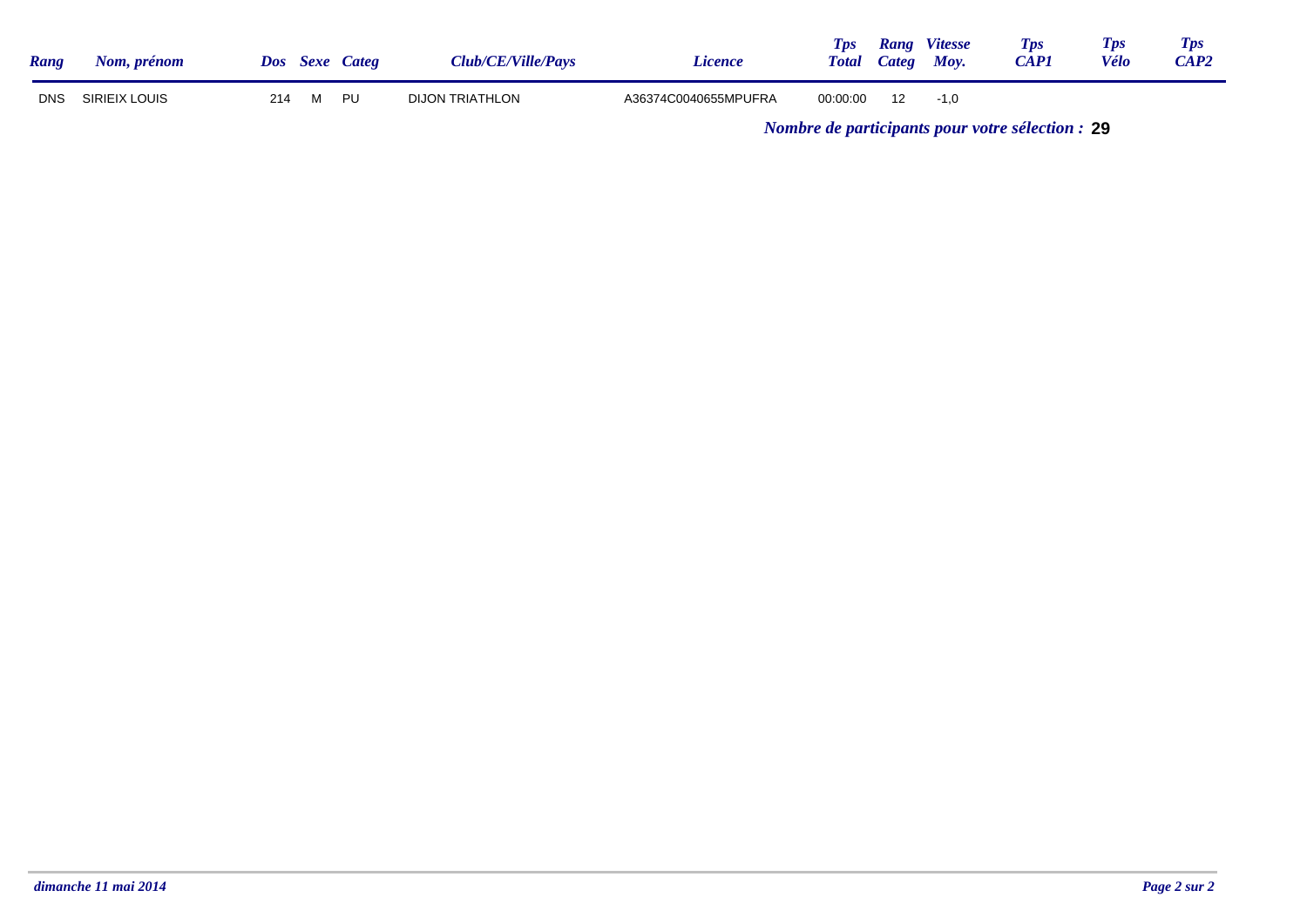| Rang | Nom, prénom | Dos | Sexe | Categ | Club/CE/Ville/Pays | Licence | Tps Total | Rang Categ | Vitesse Moy. | Tps CAP1 | Tps Vélo | Tps CAP2 |
|---|---|---|---|---|---|---|---|---|---|---|---|---|
| DNS | SIRIEIX LOUIS | 214 | M | PU | DIJON TRIATHLON | A36374C0040655MPUFRA | 00:00:00 | 12 | -1,0 | | | |

***Nombre de participants pour votre sélection :*** **29**

*dimanche 11 mai 2014*